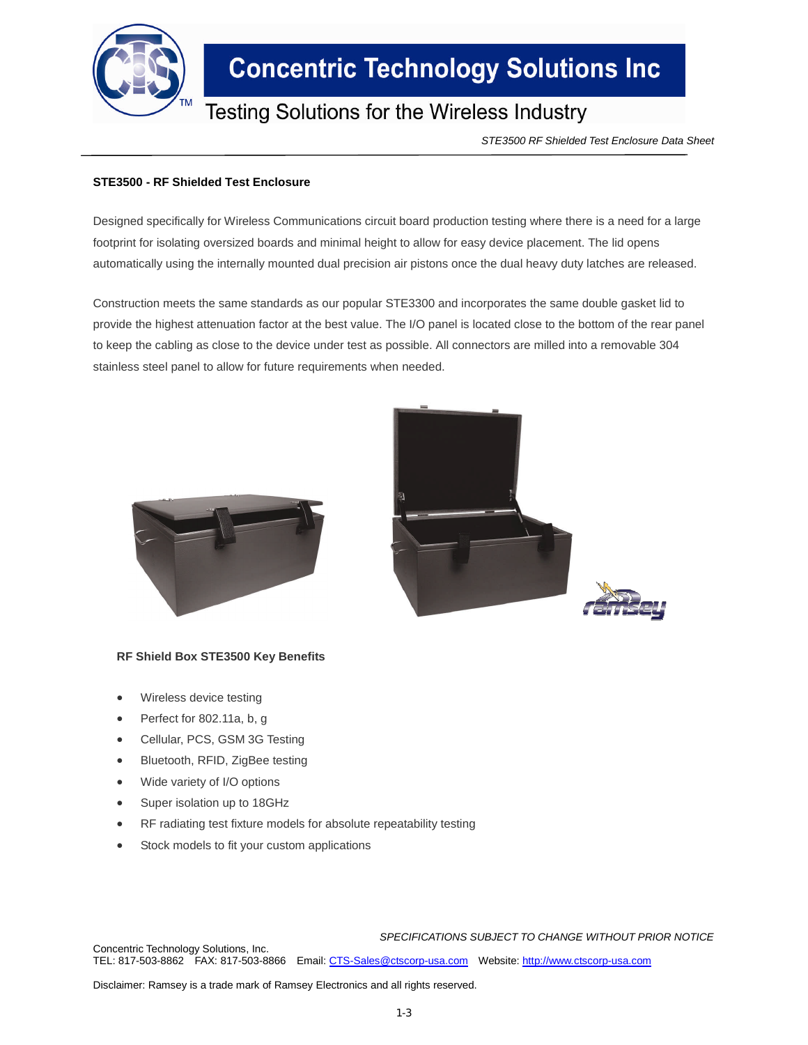# Concentric Technology Solutions Inc

Testing Solutions for the Wireless Industry

*STE3500 RF Shielded Test Enclosure Data Sheet*

**STE3500 - RF Shielded Test Enclosure**

Designed specifically for Wireless Communications circuit board production testing where there is a need for a large footprint for isolating oversized boards and minimal height to allow for easy device placement. The lid opens automatically using the internally mounted dual precision air pistons once the dual heavy duty latches are released.

Construction meets the same standards as our popular STE3300 and incorporates the same double gasket lid to provide the highest attenuation factor at the best value. The I/O panel is located close to the bottom of the rear panel to keep the cabling as close to the device under test as possible. All connectors are milled into a removable 304 stainless steel panel to allow for future requirements when needed.

**RF Shield Box STE3500 Key Benefits**

- Wireless device testing
- Perfect for 802.11a, b, g
- Cellular, PCS, GSM 3G Testing
- Bluetooth, RFID, ZigBee testing
- Wide variety of I/O options
- Super isolation up to 18GHz
- RF radiating test fixture models for absolute repeatability testing
- Stock models to fit your custom applications

*SPECIFICATIONS SUBJECT TO CHANGE WITHOUT PRIOR NOTICE*

Concentric Technology Solutions, Inc.
TEL: 817-503-8862 FAX: 817-503-8866 Email: CTS-Sales@ctscorp-usa.com Website: http://www.ctscorp-usa.com

Disclaimer: Ramsey is a trade mark of Ramsey Electronics and all rights reserved.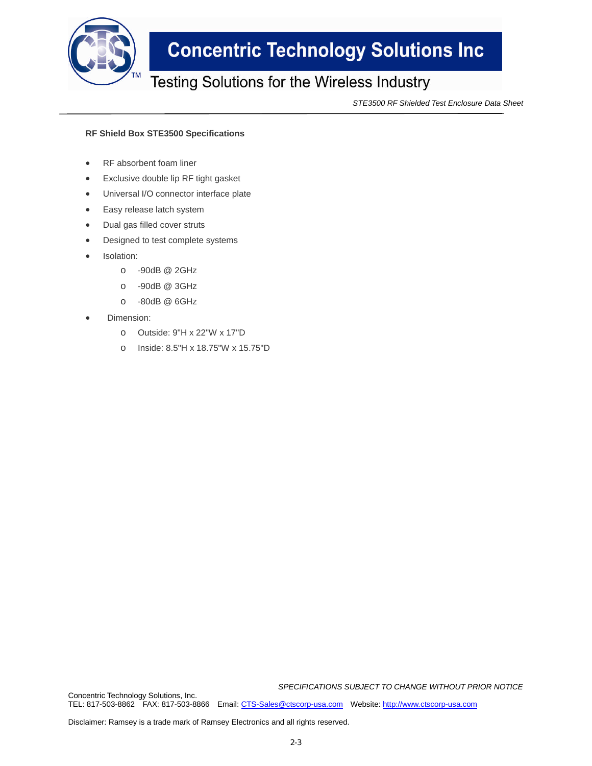**RF Shield Box STE3500 Specifications**

- RF absorbent foam liner
- Exclusive double lip RF tight gasket
- Universal I/O connector interface plate
- Easy release latch system
- Dual gas filled cover struts
- Designed to test complete systems
- Isolation:
    - -90dB @ 2GHz
    - -90dB @ 3GHz
    - -80dB @ 6GHz
- Dimension:
    - Outside: 9"H x 22"W x 17"D
    - Inside: 8.5"H x 18.75"W x 15.75"D

*SPECIFICATIONS SUBJECT TO CHANGE WITHOUT PRIOR NOTICE*

Concentric Technology Solutions, Inc.
TEL: 817-503-8862 FAX: 817-503-8866 Email: CTS-Sales@ctscorp-usa.com Website: http://www.ctscorp-usa.com

Disclaimer: Ramsey is a trade mark of Ramsey Electronics and all rights reserved.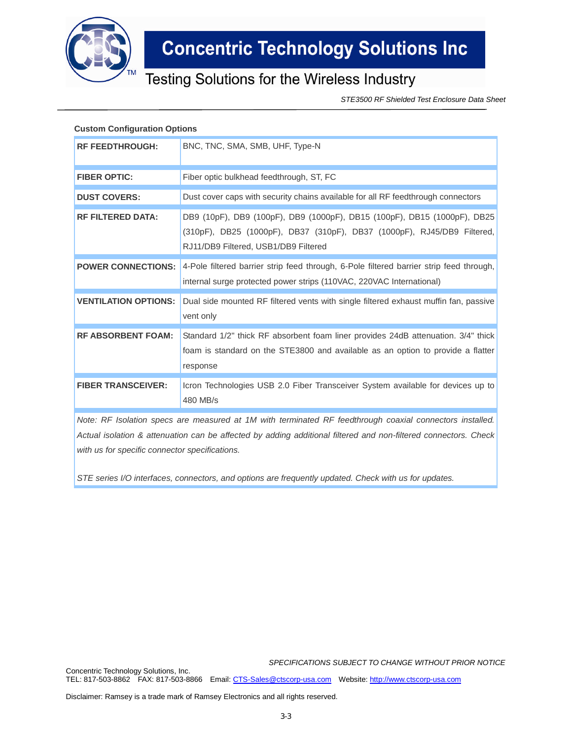**Custom Configuration Options**

| | |
|---|---|
| **RF FEEDTHROUGH:** | BNC, TNC, SMA, SMB, UHF, Type-N |
| **FIBER OPTIC:** | Fiber optic bulkhead feedthrough, ST, FC |
| **DUST COVERS:** | Dust cover caps with security chains available for all RF feedthrough connectors |
| **RF FILTERED DATA:** | DB9 (10pF), DB9 (100pF), DB9 (1000pF), DB15 (100pF), DB15 (1000pF), DB25 (310pF), DB25 (1000pF), DB37 (310pF), DB37 (1000pF), RJ45/DB9 Filtered, RJ11/DB9 Filtered, USB1/DB9 Filtered |
| **POWER CONNECTIONS:** | 4-Pole filtered barrier strip feed through, 6-Pole filtered barrier strip feed through, internal surge protected power strips (110VAC, 220VAC International) |
| **VENTILATION OPTIONS:** | Dual side mounted RF filtered vents with single filtered exhaust muffin fan, passive vent only |
| **RF ABSORBENT FOAM:** | Standard 1/2" thick RF absorbent foam liner provides 24dB attenuation. 3/4" thick foam is standard on the STE3800 and available as an option to provide a flatter response |
| **FIBER TRANSCEIVER:** | Icron Technologies USB 2.0 Fiber Transceiver System available for devices up to 480 MB/s |

*Note: RF Isolation specs are measured at 1M with terminated RF feedthrough coaxial connectors installed. Actual isolation & attenuation can be affected by adding additional filtered and non-filtered connectors. Check with us for specific connector specifications.*

*STE series I/O interfaces, connectors, and options are frequently updated. Check with us for updates.*

*SPECIFICATIONS SUBJECT TO CHANGE WITHOUT PRIOR NOTICE*

Concentric Technology Solutions, Inc.
TEL: 817-503-8862 FAX: 817-503-8866 Email: CTS-Sales@ctscorp-usa.com Website: http://www.ctscorp-usa.com

Disclaimer: Ramsey is a trade mark of Ramsey Electronics and all rights reserved.